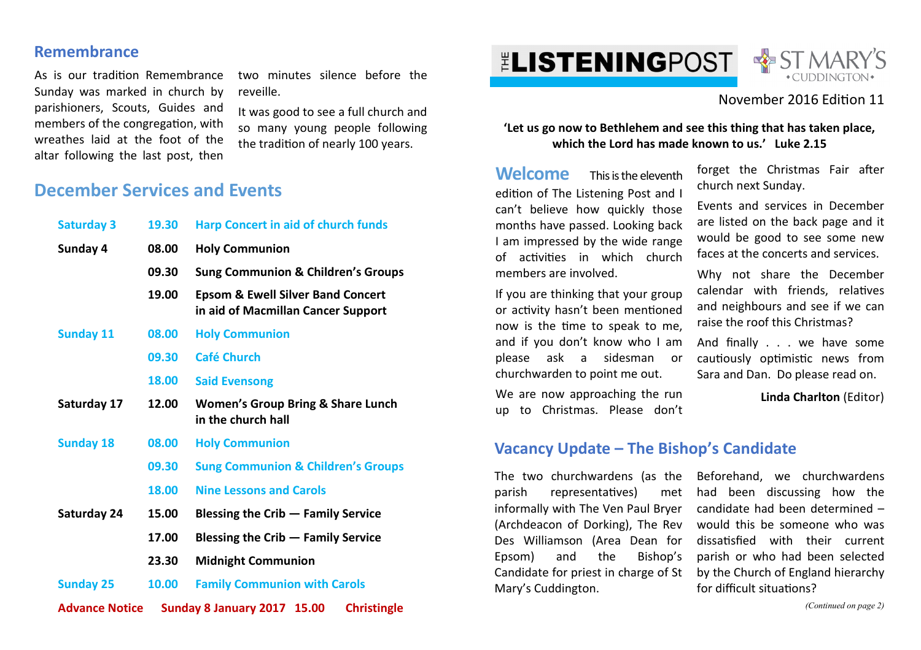# THE LISTENING POST

ST MARY'S CUDDINGTON

November 2016 Edition 11

**'Let us go now to Bethlehem and see this thing that has taken place, which the Lord has made known to us.' Luke 2.15**

## Welcome

This is the eleventh edition of The Listening Post and I can't believe how quickly those months have passed. Looking back I am impressed by the wide range of activities in which church members are involved.

If you are thinking that your group or activity hasn't been mentioned now is the time to speak to me, and if you don't know who I am please ask a sidesman or churchwarden to point me out.

We are now approaching the run up to Christmas. Please don't forget the Christmas Fair after church next Sunday.

Events and services in December are listed on the back page and it would be good to see some new faces at the concerts and services.

Why not share the December calendar with friends, relatives and neighbours and see if we can raise the roof this Christmas?

And finally . . . we have some cautiously optimistic news from Sara and Dan. Do please read on.

**Linda Charlton** (Editor)

## Vacancy Update – The Bishop's Candidate

The two churchwardens (as the parish representatives) met informally with The Ven Paul Bryer (Archdeacon of Dorking), The Rev Des Williamson (Area Dean for Epsom) and the Bishop's Candidate for priest in charge of St Mary's Cuddington.

Beforehand, we churchwardens had been discussing how the candidate had been determined – would this be someone who was dissatisfied with their current parish or who had been selected by the Church of England hierarchy for difficult situations?

*(Continued on page 2)*

## Remembrance

As is our tradition Remembrance Sunday was marked in church by parishioners, Scouts, Guides and members of the congregation, with wreathes laid at the foot of the altar following the last post, then two minutes silence before the reveille.

It was good to see a full church and so many young people following the tradition of nearly 100 years.

## December Services and Events

| | | |
|---|---|---|
| Saturday 3 | 19.30 | Harp Concert in aid of church funds |
| **Sunday 4** | **08.00** | **Holy Communion** |
| | **09.30** | **Sung Communion & Children's Groups** |
| | **19.00** | **Epsom & Ewell Silver Band Concert in aid of Macmillan Cancer Support** |
| Sunday 11 | 08.00 | Holy Communion |
| | 09.30 | Café Church |
| | 18.00 | Said Evensong |
| **Saturday 17** | **12.00** | **Women's Group Bring & Share Lunch in the church hall** |
| Sunday 18 | 08.00 | Holy Communion |
| | 09.30 | Sung Communion & Children's Groups |
| | 18.00 | Nine Lessons and Carols |
| **Saturday 24** | **15.00** | **Blessing the Crib — Family Service** |
| | **17.00** | **Blessing the Crib — Family Service** |
| | **23.30** | **Midnight Communion** |
| Sunday 25 | 10.00 | Family Communion with Carols |

**Advance Notice Sunday 8 January 2017 15.00 Christingle**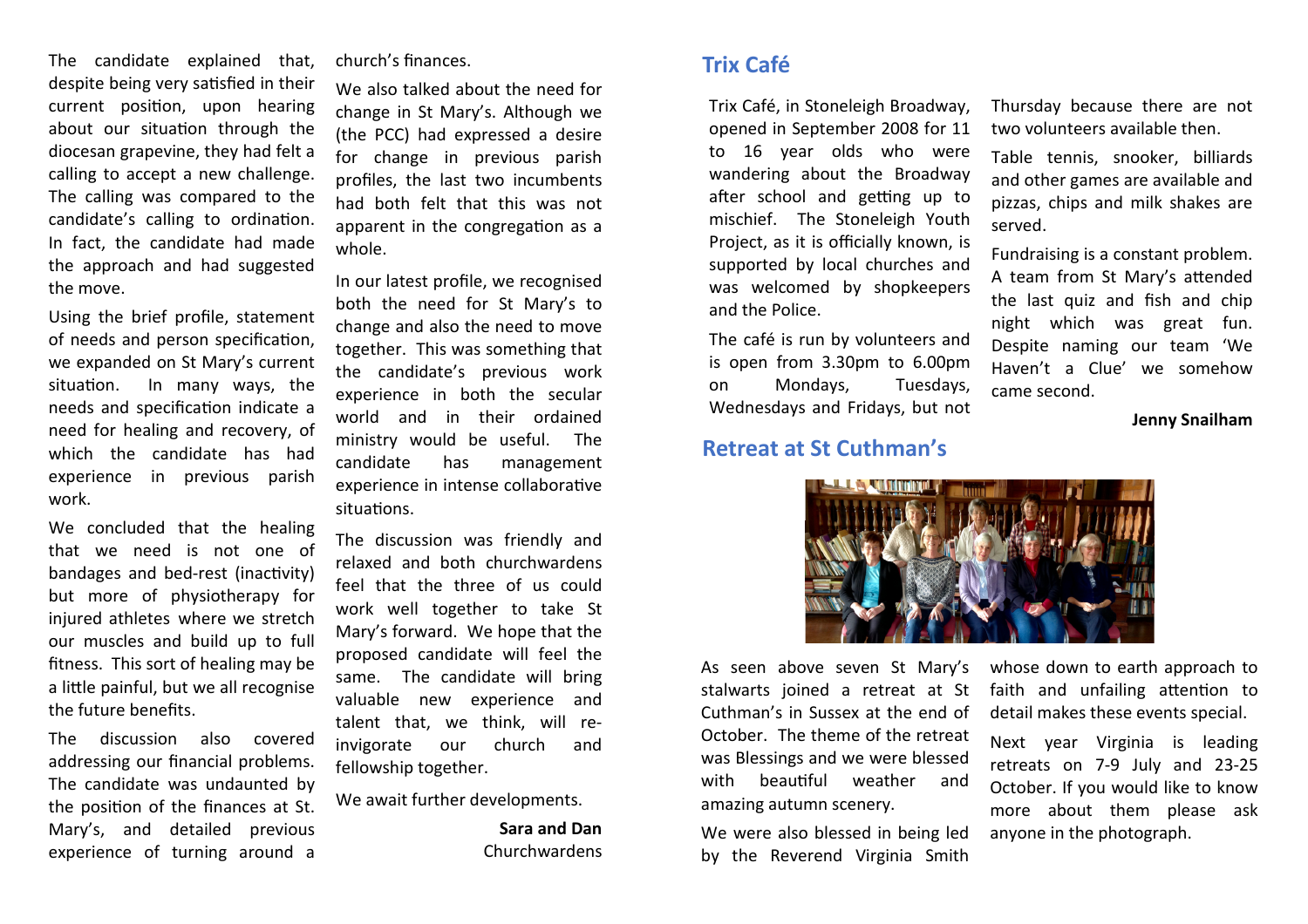The candidate explained that, despite being very satisfied in their current position, upon hearing about our situation through the diocesan grapevine, they had felt a calling to accept a new challenge. The calling was compared to the candidate's calling to ordination. In fact, the candidate had made the approach and had suggested the move.

Using the brief profile, statement of needs and person specification, we expanded on St Mary's current situation. In many ways, the needs and specification indicate a need for healing and recovery, of which the candidate has had experience in previous parish work.

We concluded that the healing that we need is not one of bandages and bed-rest (inactivity) but more of physiotherapy for injured athletes where we stretch our muscles and build up to full fitness. This sort of healing may be a little painful, but we all recognise the future benefits.

The discussion also covered addressing our financial problems. The candidate was undaunted by the position of the finances at St. Mary's, and detailed previous experience of turning around a church's finances.

We also talked about the need for change in St Mary's. Although we (the PCC) had expressed a desire for change in previous parish profiles, the last two incumbents had both felt that this was not apparent in the congregation as a whole.

In our latest profile, we recognised both the need for St Mary's to change and also the need to move together. This was something that the candidate's previous work experience in both the secular world and in their ordained ministry would be useful. The candidate has management experience in intense collaborative situations.

The discussion was friendly and relaxed and both churchwardens feel that the three of us could work well together to take St Mary's forward. We hope that the proposed candidate will feel the same. The candidate will bring valuable new experience and talent that, we think, will re-invigorate our church and fellowship together.

We await further developments.

**Sara and Dan**
Churchwardens

## Trix Café

Trix Café, in Stoneleigh Broadway, opened in September 2008 for 11 to 16 year olds who were wandering about the Broadway after school and getting up to mischief. The Stoneleigh Youth Project, as it is officially known, is supported by local churches and was welcomed by shopkeepers and the Police.

The café is run by volunteers and is open from 3.30pm to 6.00pm on Mondays, Tuesdays, Wednesdays and Fridays, but not Thursday because there are not two volunteers available then.

Table tennis, snooker, billiards and other games are available and pizzas, chips and milk shakes are served.

Fundraising is a constant problem. A team from St Mary's attended the last quiz and fish and chip night which was great fun. Despite naming our team 'We Haven't a Clue' we somehow came second.

**Jenny Snailham**

## Retreat at St Cuthman's

As seen above seven St Mary's stalwarts joined a retreat at St Cuthman's in Sussex at the end of October. The theme of the retreat was Blessings and we were blessed with beautiful weather and amazing autumn scenery.

We were also blessed in being led by the Reverend Virginia Smith whose down to earth approach to faith and unfailing attention to detail makes these events special.

Next year Virginia is leading retreats on 7-9 July and 23-25 October. If you would like to know more about them please ask anyone in the photograph.